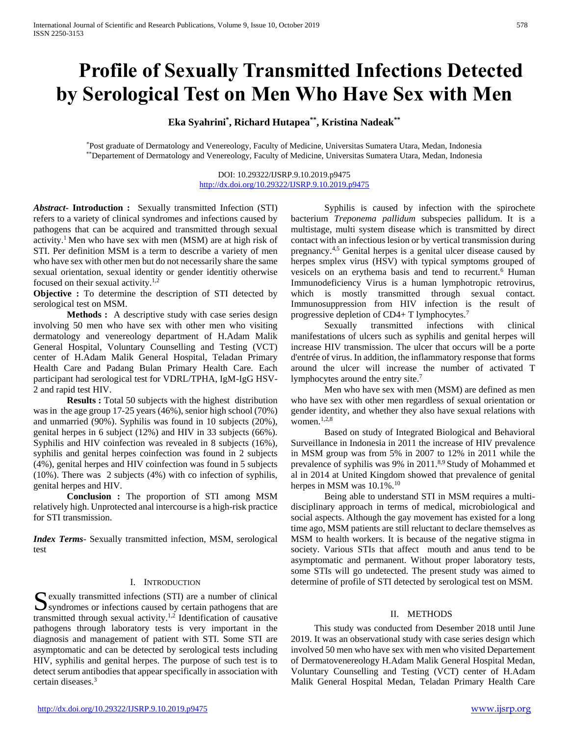# Profile of Sexually Transmitted Infections Detected by Serological Test on Men Who Have Sex with Men

**Eka Syahrini[*], Richard Hutapea[**], Kristina Nadeak[**]**

[*]Post graduate of Dermatology and Venereology, Faculty of Medicine, Universitas Sumatera Utara, Medan, Indonesia
[**]Departement of Dermatology and Venereology, Faculty of Medicine, Universitas Sumatera Utara, Medan, Indonesia

DOI: 10.29322/IJSRP.9.10.2019.p9475
http://dx.doi.org/10.29322/IJSRP.9.10.2019.p9475

***Abstract*- Introduction :** Sexually transmitted Infection (STI) refers to a variety of clinical syndromes and infections caused by pathogens that can be acquired and transmitted through sexual activity.[1] Men who have sex with men (MSM) are at high risk of STI. Per definition MSM is a term to describe a variety of men who have sex with other men but do not necessarily share the same sexual orientation, sexual identity or gender identitiy otherwise focused on their sexual activity.[1,2]

**Objective :** To determine the description of STI detected by serological test on MSM.

**Methods :** A descriptive study with case series design involving 50 men who have sex with other men who visiting dermatology and venereology department of H.Adam Malik General Hospital, Voluntary Counselling and Testing (VCT) center of H.Adam Malik General Hospital, Teladan Primary Health Care and Padang Bulan Primary Health Care. Each participant had serological test for VDRL/TPHA, IgM-IgG HSV-2 and rapid test HIV.

**Results :** Total 50 subjects with the highest distribution was in the age group 17-25 years (46%), senior high school (70%) and unmarried (90%). Syphilis was found in 10 subjects (20%), genital herpes in 6 subject (12%) and HIV in 33 subjects (66%). Syphilis and HIV coinfection was revealed in 8 subjects (16%), syphilis and genital herpes coinfection was found in 2 subjects (4%), genital herpes and HIV coinfection was found in 5 subjects (10%). There was 2 subjects (4%) with co infection of syphilis, genital herpes and HIV.

**Conclusion :** The proportion of STI among MSM relatively high. Unprotected anal intercourse is a high-risk practice for STI transmission.

***Index Terms*-** Sexually transmitted infection, MSM, serological test

## I. Introduction

Sexually transmitted infections (STI) are a number of clinical syndromes or infections caused by certain pathogens that are transmitted through sexual activity.[1,2] Identification of causative pathogens through laboratory tests is very important in the diagnosis and management of patient with STI. Some STI are asymptomatic and can be detected by serological tests including HIV, syphilis and genital herpes. The purpose of such test is to detect serum antibodies that appear specifically in association with certain diseases.[3]

Syphilis is caused by infection with the spirochete bacterium *Treponema pallidum* subspecies pallidum. It is a multistage, multi system disease which is transmitted by direct contact with an infectious lesion or by vertical transmission during pregnancy.[4,5] Genital herpes is a genital ulcer disease caused by herpes smplex virus (HSV) with typical symptoms grouped of vesicels on an erythema basis and tend to recurrent.[6] Human Immunodeficiency Virus is a human lymphotropic retrovirus, which is mostly transmitted through sexual contact. Immunosuppression from HIV infection is the result of progressive depletion of CD4+ T lymphocytes.[7]

Sexually transmitted infections with clinical manifestations of ulcers such as syphilis and genital herpes will increase HIV transmission. The ulcer that occurs will be a porte d'entrée of virus. In addition, the inflammatory response that forms around the ulcer will increase the number of activated T lymphocytes around the entry site.[7]

Men who have sex with men (MSM) are defined as men who have sex with other men regardless of sexual orientation or gender identity, and whether they also have sexual relations with women.[1,2,8]

Based on study of Integrated Biological and Behavioral Surveillance in Indonesia in 2011 the increase of HIV prevalence in MSM group was from 5% in 2007 to 12% in 2011 while the prevalence of syphilis was 9% in 2011.[8,9] Study of Mohammed et al in 2014 at United Kingdom showed that prevalence of genital herpes in MSM was 10.1%.[10]

Being able to understand STI in MSM requires a multi-disciplinary approach in terms of medical, microbiological and social aspects. Although the gay movement has existed for a long time ago, MSM patients are still reluctant to declare themselves as MSM to health workers. It is because of the negative stigma in society. Various STIs that affect mouth and anus tend to be asymptomatic and permanent. Without proper laboratory tests, some STIs will go undetected. The present study was aimed to determine of profile of STI detected by serological test on MSM.

## II. Methods

This study was conducted from Desember 2018 until June 2019. It was an observational study with case series design which involved 50 men who have sex with men who visited Departement of Dermatovenereology H.Adam Malik General Hospital Medan, Voluntary Counselling and Testing (VCT) center of H.Adam Malik General Hospital Medan, Teladan Primary Health Care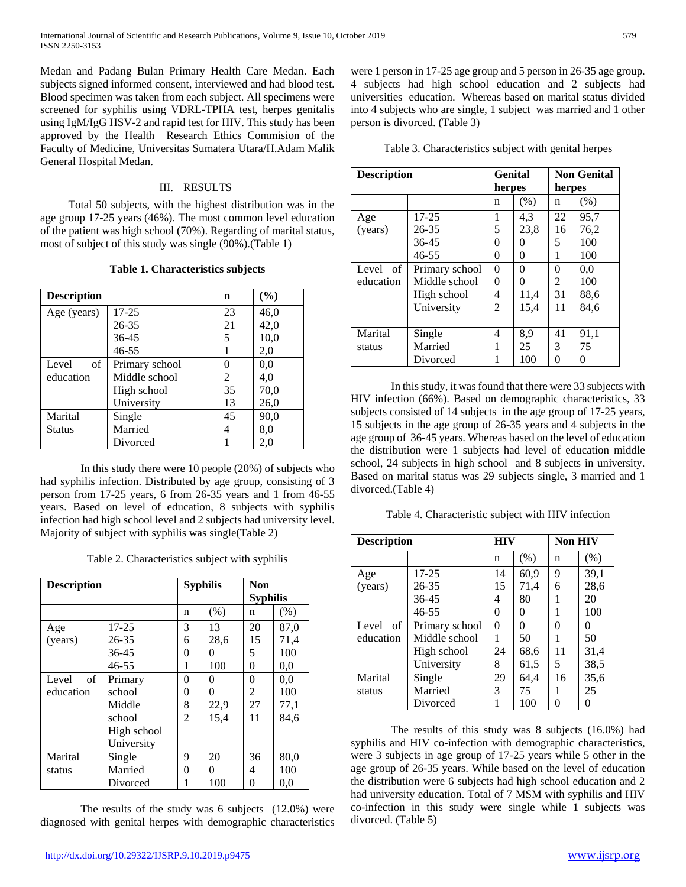Medan and Padang Bulan Primary Health Care Medan. Each subjects signed informed consent, interviewed and had blood test. Blood specimen was taken from each subject. All specimens were screened for syphilis using VDRL-TPHA test, herpes genitalis using IgM/IgG HSV-2 and rapid test for HIV. This study has been approved by the Health Research Ethics Commision of the Faculty of Medicine, Universitas Sumatera Utara/H.Adam Malik General Hospital Medan.

## III. RESULTS

Total 50 subjects, with the highest distribution was in the age group 17-25 years (46%). The most common level education of the patient was high school (70%). Regarding of marital status, most of subject of this study was single (90%).(Table 1)

**Table 1. Characteristics subjects**

| Description | | n | (%) |
|---|---|---|---|
| Age (years) | 17-25 | 23 | 46,0 |
| | 26-35 | 21 | 42,0 |
| | 36-45 | 5 | 10,0 |
| | 46-55 | 1 | 2,0 |
| Level of education | Primary school | 0 | 0,0 |
| | Middle school | 2 | 4,0 |
| | High school | 35 | 70,0 |
| | University | 13 | 26,0 |
| Marital Status | Single | 45 | 90,0 |
| | Married | 4 | 8,0 |
| | Divorced | 1 | 2,0 |

In this study there were 10 people (20%) of subjects who had syphilis infection. Distributed by age group, consisting of 3 person from 17-25 years, 6 from 26-35 years and 1 from 46-55 years. Based on level of education, 8 subjects with syphilis infection had high school level and 2 subjects had university level. Majority of subject with syphilis was single(Table 2)

Table 2. Characteristics subject with syphilis

| Description | | Syphilis | | Non Syphilis | |
|---|---|---|---|---|---|
| | | n | (%) | n | (%) |
| Age (years) | 17-25 | 3 | 13 | 20 | 87,0 |
| | 26-35 | 6 | 28,6 | 15 | 71,4 |
| | 36-45 | 0 | 0 | 5 | 100 |
| | 46-55 | 1 | 100 | 0 | 0,0 |
| Level of education | Primary school | 0 | 0 | 0 | 0,0 |
| | Middle school | 0 | 0 | 2 | 100 |
| | High school | 8 | 22,9 | 27 | 77,1 |
| | University | 2 | 15,4 | 11 | 84,6 |
| Marital status | Single | 9 | 20 | 36 | 80,0 |
| | Married | 0 | 0 | 4 | 100 |
| | Divorced | 1 | 100 | 0 | 0,0 |

The results of the study was 6 subjects (12.0%) were diagnosed with genital herpes with demographic characteristics were 1 person in 17-25 age group and 5 person in 26-35 age group. 4 subjects had high school education and 2 subjects had universities education. Whereas based on marital status divided into 4 subjects who are single, 1 subject was married and 1 other person is divorced. (Table 3)

Table 3. Characteristics subject with genital herpes

| Description | | Genital herpes | | Non Genital herpes | |
|---|---|---|---|---|---|
| | | n | (%) | n | (%) |
| Age (years) | 17-25 | 1 | 4,3 | 22 | 95,7 |
| | 26-35 | 5 | 23,8 | 16 | 76,2 |
| | 36-45 | 0 | 0 | 5 | 100 |
| | 46-55 | 0 | 0 | 1 | 100 |
| Level of education | Primary school | 0 | 0 | 0 | 0,0 |
| | Middle school | 0 | 0 | 2 | 100 |
| | High school | 4 | 11,4 | 31 | 88,6 |
| | University | 2 | 15,4 | 11 | 84,6 |
| Marital status | Single | 4 | 8,9 | 41 | 91,1 |
| | Married | 1 | 25 | 3 | 75 |
| | Divorced | 1 | 100 | 0 | 0 |

In this study, it was found that there were 33 subjects with HIV infection (66%). Based on demographic characteristics, 33 subjects consisted of 14 subjects in the age group of 17-25 years, 15 subjects in the age group of 26-35 years and 4 subjects in the age group of 36-45 years. Whereas based on the level of education the distribution were 1 subjects had level of education middle school, 24 subjects in high school and 8 subjects in university. Based on marital status was 29 subjects single, 3 married and 1 divorced.(Table 4)

Table 4. Characteristic subject with HIV infection

| Description | | HIV | | Non HIV | |
|---|---|---|---|---|---|
| | | n | (%) | n | (%) |
| Age (years) | 17-25 | 14 | 60,9 | 9 | 39,1 |
| | 26-35 | 15 | 71,4 | 6 | 28,6 |
| | 36-45 | 4 | 80 | 1 | 20 |
| | 46-55 | 0 | 0 | 1 | 100 |
| Level of education | Primary school | 0 | 0 | 0 | 0 |
| | Middle school | 1 | 50 | 1 | 50 |
| | High school | 24 | 68,6 | 11 | 31,4 |
| | University | 8 | 61,5 | 5 | 38,5 |
| Marital status | Single | 29 | 64,4 | 16 | 35,6 |
| | Married | 3 | 75 | 1 | 25 |
| | Divorced | 1 | 100 | 0 | 0 |

The results of this study was 8 subjects (16.0%) had syphilis and HIV co-infection with demographic characteristics, were 3 subjects in age group of 17-25 years while 5 other in the age group of 26-35 years. While based on the level of education the distribution were 6 subjects had high school education and 2 had university education. Total of 7 MSM with syphilis and HIV co-infection in this study were single while 1 subjects was divorced. (Table 5)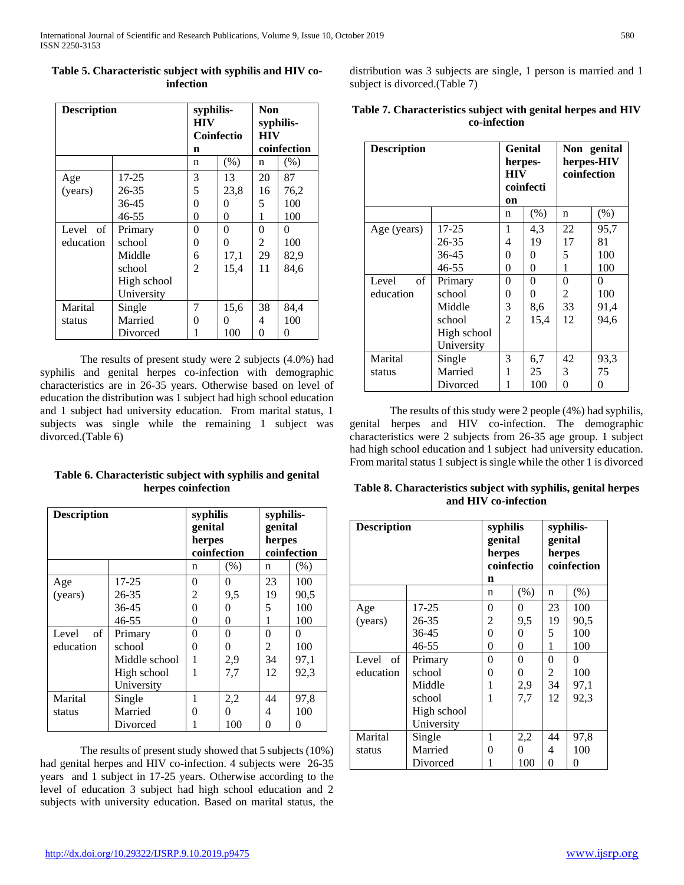**Table 5. Characteristic subject with syphilis and HIV co-infection**

| Description | | syphilis-HIV Coinfection | | Non syphilis-HIV coinfection | |
|---|---|---|---|---|---|
| | | n | (%) | n | (%) |
| Age (years) | 17-25 | 3 | 13 | 20 | 87 |
| | 26-35 | 5 | 23,8 | 16 | 76,2 |
| | 36-45 | 0 | 0 | 5 | 100 |
| | 46-55 | 0 | 0 | 1 | 100 |
| Level of education | Primary school | 0 | 0 | 0 | 0 |
| | Middle school | 0 | 0 | 2 | 100 |
| | High school | 6 | 17,1 | 29 | 82,9 |
| | University | 2 | 15,4 | 11 | 84,6 |
| Marital status | Single | 7 | 15,6 | 38 | 84,4 |
| | Married | 0 | 0 | 4 | 100 |
| | Divorced | 1 | 100 | 0 | 0 |

The results of present study were 2 subjects (4.0%) had syphilis and genital herpes co-infection with demographic characteristics are in 26-35 years. Otherwise based on level of education the distribution was 1 subject had high school education and 1 subject had university education. From marital status, 1 subjects was single while the remaining 1 subject was divorced.(Table 6)

**Table 6. Characteristic subject with syphilis and genital herpes coinfection**

| Description | | syphilis genital herpes coinfection | | syphilis-genital herpes coinfection | |
|---|---|---|---|---|---|
| | | n | (%) | n | (%) |
| Age (years) | 17-25 | 0 | 0 | 23 | 100 |
| | 26-35 | 2 | 9,5 | 19 | 90,5 |
| | 36-45 | 0 | 0 | 5 | 100 |
| | 46-55 | 0 | 0 | 1 | 100 |
| Level of education | Primary school | 0 | 0 | 0 | 0 |
| | Middle school | 0 | 0 | 2 | 100 |
| | High school | 1 | 2,9 | 34 | 97,1 |
| | University | 1 | 7,7 | 12 | 92,3 |
| Marital status | Single | 1 | 2,2 | 44 | 97,8 |
| | Married | 0 | 0 | 4 | 100 |
| | Divorced | 1 | 100 | 0 | 0 |

The results of present study showed that 5 subjects (10%) had genital herpes and HIV co-infection. 4 subjects were 26-35 years and 1 subject in 17-25 years. Otherwise according to the level of education 3 subject had high school education and 2 subjects with university education. Based on marital status, the distribution was 3 subjects are single, 1 person is married and 1 subject is divorced.(Table 7)

**Table 7. Characteristics subject with genital herpes and HIV co-infection**

| Description | | Genital herpes-HIV coinfection | | Non genital herpes-HIV coinfection | |
|---|---|---|---|---|---|
| | | n | (%) | n | (%) |
| Age (years) | 17-25 | 1 | 4,3 | 22 | 95,7 |
| | 26-35 | 4 | 19 | 17 | 81 |
| | 36-45 | 0 | 0 | 5 | 100 |
| | 46-55 | 0 | 0 | 1 | 100 |
| Level of education | Primary school | 0 | 0 | 0 | 0 |
| | Middle school | 0 | 0 | 2 | 100 |
| | High school | 3 | 8,6 | 33 | 91,4 |
| | University | 2 | 15,4 | 12 | 94,6 |
| Marital status | Single | 3 | 6,7 | 42 | 93,3 |
| | Married | 1 | 25 | 3 | 75 |
| | Divorced | 1 | 100 | 0 | 0 |

The results of this study were 2 people (4%) had syphilis, genital herpes and HIV co-infection. The demographic characteristics were 2 subjects from 26-35 age group. 1 subject had high school education and 1 subject had university education. From marital status 1 subject is single while the other 1 is divorced

**Table 8. Characteristics subject with syphilis, genital herpes and HIV co-infection**

| Description | | syphilis genital herpes coinfection | | syphilis-genital herpes coinfection | |
|---|---|---|---|---|---|
| | | n | (%) | n | (%) |
| Age (years) | 17-25 | 0 | 0 | 23 | 100 |
| | 26-35 | 2 | 9,5 | 19 | 90,5 |
| | 36-45 | 0 | 0 | 5 | 100 |
| | 46-55 | 0 | 0 | 1 | 100 |
| Level of education | Primary school | 0 | 0 | 0 | 0 |
| | Middle school | 0 | 0 | 2 | 100 |
| | High school | 1 | 2,9 | 34 | 97,1 |
| | University | 1 | 7,7 | 12 | 92,3 |
| Marital status | Single | 1 | 2,2 | 44 | 97,8 |
| | Married | 0 | 0 | 4 | 100 |
| | Divorced | 1 | 100 | 0 | 0 |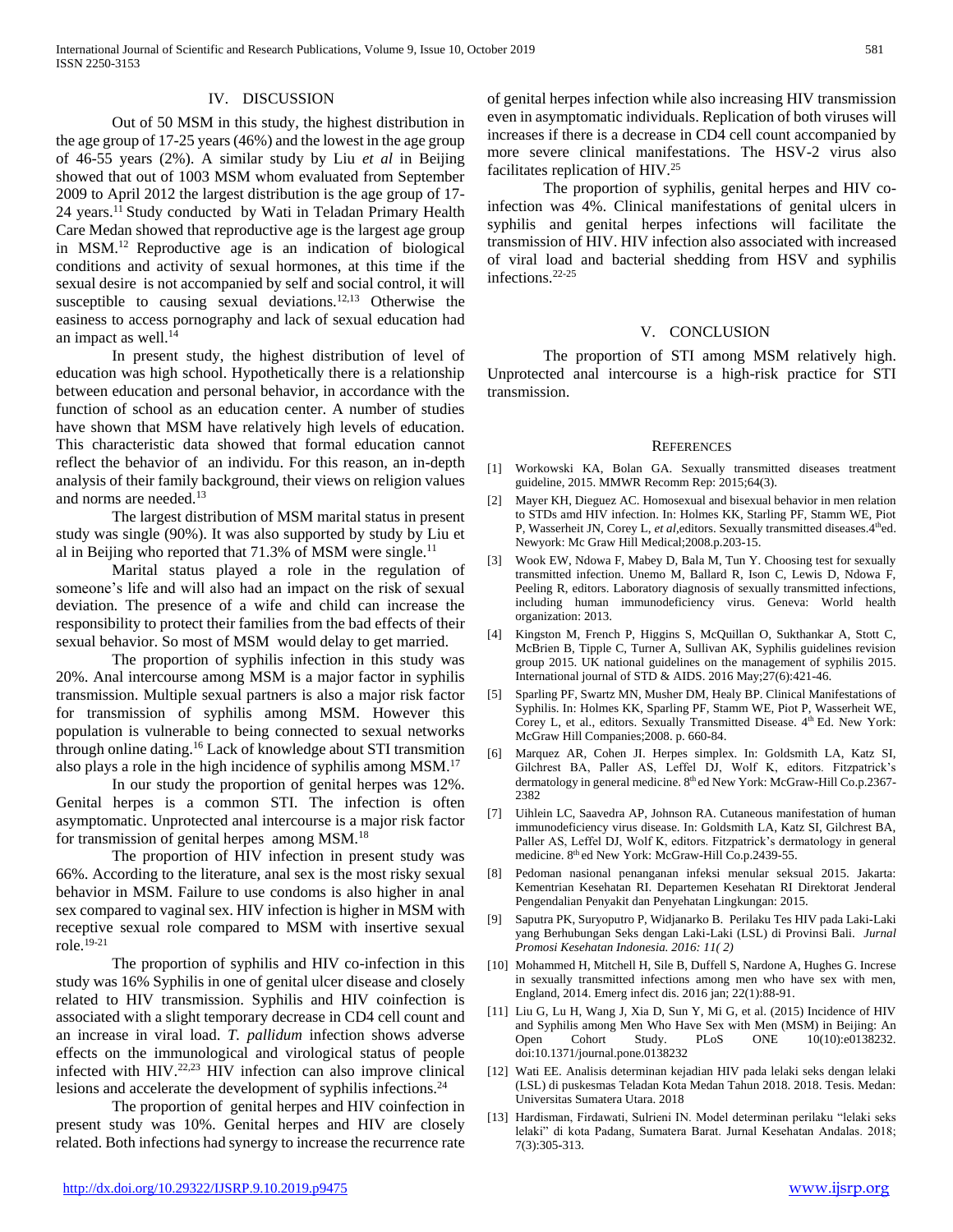## IV. DISCUSSION

Out of 50 MSM in this study, the highest distribution in the age group of 17-25 years (46%) and the lowest in the age group of 46-55 years (2%). A similar study by Liu *et al* in Beijing showed that out of 1003 MSM whom evaluated from September 2009 to April 2012 the largest distribution is the age group of 17-24 years.[11] Study conducted by Wati in Teladan Primary Health Care Medan showed that reproductive age is the largest age group in MSM.[12] Reproductive age is an indication of biological conditions and activity of sexual hormones, at this time if the sexual desire is not accompanied by self and social control, it will susceptible to causing sexual deviations.[12,13] Otherwise the easiness to access pornography and lack of sexual education had an impact as well.[14]

In present study, the highest distribution of level of education was high school. Hypothetically there is a relationship between education and personal behavior, in accordance with the function of school as an education center. A number of studies have shown that MSM have relatively high levels of education. This characteristic data showed that formal education cannot reflect the behavior of an individu. For this reason, an in-depth analysis of their family background, their views on religion values and norms are needed.[13]

The largest distribution of MSM marital status in present study was single (90%). It was also supported by study by Liu et al in Beijing who reported that 71.3% of MSM were single.[11]

Marital status played a role in the regulation of someone's life and will also had an impact on the risk of sexual deviation. The presence of a wife and child can increase the responsibility to protect their families from the bad effects of their sexual behavior. So most of MSM would delay to get married.

The proportion of syphilis infection in this study was 20%. Anal intercourse among MSM is a major factor in syphilis transmission. Multiple sexual partners is also a major risk factor for transmission of syphilis among MSM. However this population is vulnerable to being connected to sexual networks through online dating.[16] Lack of knowledge about STI transmition also plays a role in the high incidence of syphilis among MSM.[17]

In our study the proportion of genital herpes was 12%. Genital herpes is a common STI. The infection is often asymptomatic. Unprotected anal intercourse is a major risk factor for transmission of genital herpes among MSM.[18]

The proportion of HIV infection in present study was 66%. According to the literature, anal sex is the most risky sexual behavior in MSM. Failure to use condoms is also higher in anal sex compared to vaginal sex. HIV infection is higher in MSM with receptive sexual role compared to MSM with insertive sexual role.[19-21]

The proportion of syphilis and HIV co-infection in this study was 16% Syphilis in one of genital ulcer disease and closely related to HIV transmission. Syphilis and HIV coinfection is associated with a slight temporary decrease in CD4 cell count and an increase in viral load. *T. pallidum* infection shows adverse effects on the immunological and virological status of people infected with HIV.[22,23] HIV infection can also improve clinical lesions and accelerate the development of syphilis infections.[24]

The proportion of genital herpes and HIV coinfection in present study was 10%. Genital herpes and HIV are closely related. Both infections had synergy to increase the recurrence rate of genital herpes infection while also increasing HIV transmission even in asymptomatic individuals. Replication of both viruses will increases if there is a decrease in CD4 cell count accompanied by more severe clinical manifestations. The HSV-2 virus also facilitates replication of HIV.[25]

The proportion of syphilis, genital herpes and HIV co-infection was 4%. Clinical manifestations of genital ulcers in syphilis and genital herpes infections will facilitate the transmission of HIV. HIV infection also associated with increased of viral load and bacterial shedding from HSV and syphilis infections.[22-25]

## V. CONCLUSION

The proportion of STI among MSM relatively high. Unprotected anal intercourse is a high-risk practice for STI transmission.

## REFERENCES

[1] Workowski KA, Bolan GA. Sexually transmitted diseases treatment guideline, 2015. MMWR Recomm Rep: 2015;64(3).

[2] Mayer KH, Dieguez AC. Homosexual and bisexual behavior in men relation to STDs amd HIV infection. In: Holmes KK, Starling PF, Stamm WE, Piot P, Wasserheit JN, Corey L, *et al*,editors. Sexually transmitted diseases.4th ed. Newyork: Mc Graw Hill Medical;2008.p.203-15.

[3] Wook EW, Ndowa F, Mabey D, Bala M, Tun Y. Choosing test for sexually transmitted infection. Unemo M, Ballard R, Ison C, Lewis D, Ndowa F, Peeling R, editors. Laboratory diagnosis of sexually transmitted infections, including human immunodeficiency virus. Geneva: World health organization: 2013.

[4] Kingston M, French P, Higgins S, McQuillan O, Sukthankar A, Stott C, McBrien B, Tipple C, Turner A, Sullivan AK, Syphilis guidelines revision group 2015. UK national guidelines on the management of syphilis 2015. International journal of STD & AIDS. 2016 May;27(6):421-46.

[5] Sparling PF, Swartz MN, Musher DM, Healy BP. Clinical Manifestations of Syphilis. In: Holmes KK, Sparling PF, Stamm WE, Piot P, Wasserheit WE, Corey L, et al., editors. Sexually Transmitted Disease. 4th Ed. New York: McGraw Hill Companies;2008. p. 660-84.

[6] Marquez AR, Cohen JI. Herpes simplex. In: Goldsmith LA, Katz SI, Gilchrest BA, Paller AS, Leffel DJ, Wolf K, editors. Fitzpatrick's dermatology in general medicine. 8th ed New York: McGraw-Hill Co.p.2367-2382

[7] Uihlein LC, Saavedra AP, Johnson RA. Cutaneous manifestation of human immunodeficiency virus disease. In: Goldsmith LA, Katz SI, Gilchrest BA, Paller AS, Leffel DJ, Wolf K, editors. Fitzpatrick's dermatology in general medicine. 8th ed New York: McGraw-Hill Co.p.2439-55.

[8] Pedoman nasional penanganan infeksi menular seksual 2015. Jakarta: Kementrian Kesehatan RI. Departemen Kesehatan RI Direktorat Jenderal Pengendalian Penyakit dan Penyehatan Lingkungan: 2015.

[9] Saputra PK, Suryoputro P, Widjanarko B. Perilaku Tes HIV pada Laki-Laki yang Berhubungan Seks dengan Laki-Laki (LSL) di Provinsi Bali. *Jurnal Promosi Kesehatan Indonesia. 2016: 11( 2)*

[10] Mohammed H, Mitchell H, Sile B, Duffell S, Nardone A, Hughes G. Increse in sexually transmitted infections among men who have sex with men, England, 2014. Emerg infect dis. 2016 jan; 22(1):88-91.

[11] Liu G, Lu H, Wang J, Xia D, Sun Y, Mi G, et al. (2015) Incidence of HIV and Syphilis among Men Who Have Sex with Men (MSM) in Beijing: An Open Cohort Study. PLoS ONE 10(10):e0138232. doi:10.1371/journal.pone.0138232

[12] Wati EE. Analisis determinan kejadian HIV pada lelaki seks dengan lelaki (LSL) di puskesmas Teladan Kota Medan Tahun 2018. 2018. Tesis. Medan: Universitas Sumatera Utara. 2018

[13] Hardisman, Firdawati, Sulrieni IN. Model determinan perilaku "lelaki seks lelaki" di kota Padang, Sumatera Barat. Jurnal Kesehatan Andalas. 2018; 7(3):305-313.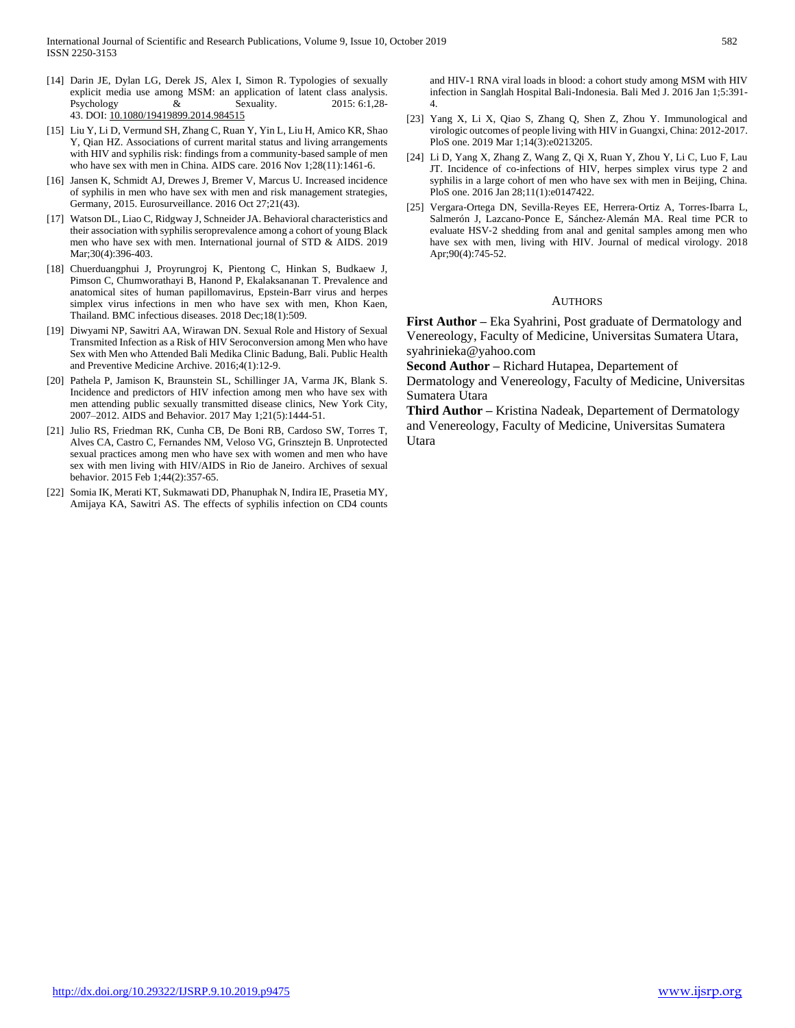[14] Darin JE, Dylan LG, Derek JS, Alex I, Simon R. Typologies of sexually explicit media use among MSM: an application of latent class analysis. Psychology & Sexuality. 2015: 6:1,28-43. DOI: 10.1080/19419899.2014.984515

[15] Liu Y, Li D, Vermund SH, Zhang C, Ruan Y, Yin L, Liu H, Amico KR, Shao Y, Qian HZ. Associations of current marital status and living arrangements with HIV and syphilis risk: findings from a community-based sample of men who have sex with men in China. AIDS care. 2016 Nov 1;28(11):1461-6.

[16] Jansen K, Schmidt AJ, Drewes J, Bremer V, Marcus U. Increased incidence of syphilis in men who have sex with men and risk management strategies, Germany, 2015. Eurosurveillance. 2016 Oct 27;21(43).

[17] Watson DL, Liao C, Ridgway J, Schneider JA. Behavioral characteristics and their association with syphilis seroprevalence among a cohort of young Black men who have sex with men. International journal of STD & AIDS. 2019 Mar;30(4):396-403.

[18] Chuerduangphui J, Proyrungroj K, Pientong C, Hinkan S, Budkaew J, Pimson C, Chumworathayi B, Hanond P, Ekalaksananan T. Prevalence and anatomical sites of human papillomavirus, Epstein-Barr virus and herpes simplex virus infections in men who have sex with men, Khon Kaen, Thailand. BMC infectious diseases. 2018 Dec;18(1):509.

[19] Diwyami NP, Sawitri AA, Wirawan DN. Sexual Role and History of Sexual Transmited Infection as a Risk of HIV Seroconversion among Men who have Sex with Men who Attended Bali Medika Clinic Badung, Bali. Public Health and Preventive Medicine Archive. 2016;4(1):12-9.

[20] Pathela P, Jamison K, Braunstein SL, Schillinger JA, Varma JK, Blank S. Incidence and predictors of HIV infection among men who have sex with men attending public sexually transmitted disease clinics, New York City, 2007–2012. AIDS and Behavior. 2017 May 1;21(5):1444-51.

[21] Julio RS, Friedman RK, Cunha CB, De Boni RB, Cardoso SW, Torres T, Alves CA, Castro C, Fernandes NM, Veloso VG, Grinsztejn B. Unprotected sexual practices among men who have sex with women and men who have sex with men living with HIV/AIDS in Rio de Janeiro. Archives of sexual behavior. 2015 Feb 1;44(2):357-65.

[22] Somia IK, Merati KT, Sukmawati DD, Phanuphak N, Indira IE, Prasetia MY, Amijaya KA, Sawitri AS. The effects of syphilis infection on CD4 counts and HIV-1 RNA viral loads in blood: a cohort study among MSM with HIV infection in Sanglah Hospital Bali-Indonesia. Bali Med J. 2016 Jan 1;5:391-4.

[23] Yang X, Li X, Qiao S, Zhang Q, Shen Z, Zhou Y. Immunological and virologic outcomes of people living with HIV in Guangxi, China: 2012-2017. PloS one. 2019 Mar 1;14(3):e0213205.

[24] Li D, Yang X, Zhang Z, Wang Z, Qi X, Ruan Y, Zhou Y, Li C, Luo F, Lau JT. Incidence of co-infections of HIV, herpes simplex virus type 2 and syphilis in a large cohort of men who have sex with men in Beijing, China. PloS one. 2016 Jan 28;11(1):e0147422.

[25] Vergara‐Ortega DN, Sevilla‐Reyes EE, Herrera‐Ortiz A, Torres‐Ibarra L, Salmerón J, Lazcano‐Ponce E, Sánchez‐Alemán MA. Real time PCR to evaluate HSV‐2 shedding from anal and genital samples among men who have sex with men, living with HIV. Journal of medical virology. 2018 Apr;90(4):745-52.

## AUTHORS

**First Author** – Eka Syahrini, Post graduate of Dermatology and Venereology, Faculty of Medicine, Universitas Sumatera Utara, syahrinieka@yahoo.com

**Second Author** – Richard Hutapea, Departement of Dermatology and Venereology, Faculty of Medicine, Universitas Sumatera Utara

**Third Author** – Kristina Nadeak, Departement of Dermatology and Venereology, Faculty of Medicine, Universitas Sumatera Utara